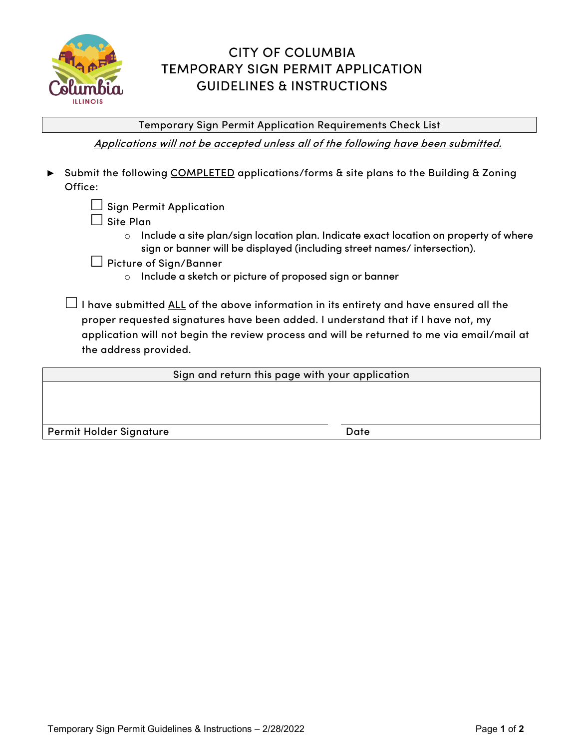# CITY OF COLUMBIA
# TEMPORARY SIGN PERMIT APPLICATION
# GUIDELINES & INSTRUCTIONS

## Temporary Sign Permit Application Requirements Check List

***Applications will not be accepted unless all of the following have been submitted.***

► Submit the following COMPLETED applications/forms & site plans to the Building & Zoning Office:

- ☐ Sign Permit Application
- ☐ Site Plan
  - Include a site plan/sign location plan. Indicate exact location on property of where sign or banner will be displayed (including street names/ intersection).
- ☐ Picture of Sign/Banner
  - Include a sketch or picture of proposed sign or banner

☐ I have submitted ALL of the above information in its entirety and have ensured all the proper requested signatures have been added. I understand that if I have not, my application will not begin the review process and will be returned to me via email/mail at the address provided.

| Sign and return this page with your application | |
|---|---|
| | |
| Permit Holder Signature | Date |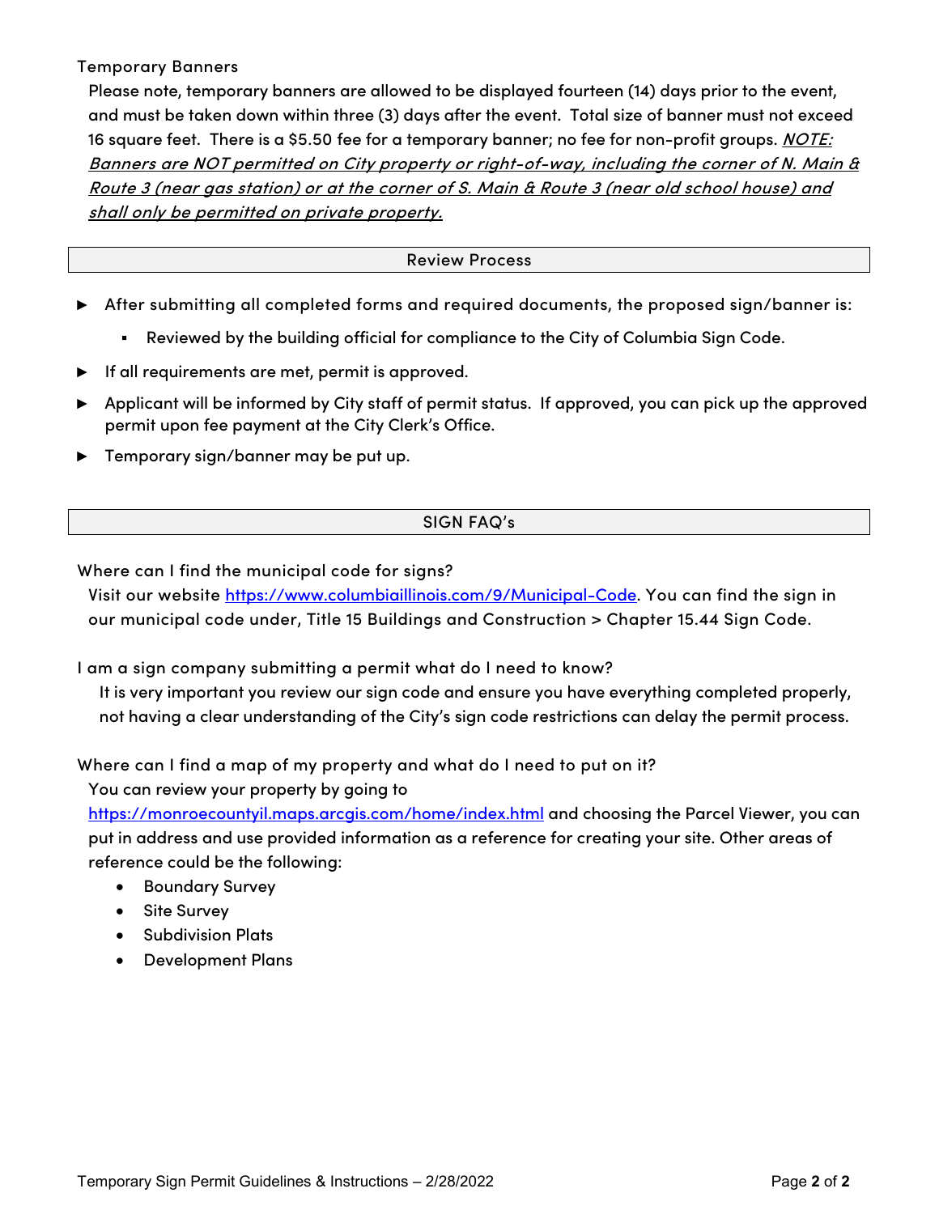### Temporary Banners

Please note, temporary banners are allowed to be displayed fourteen (14) days prior to the event, and must be taken down within three (3) days after the event. Total size of banner must not exceed 16 square feet. There is a $5.50 fee for a temporary banner; no fee for non-profit groups. ***NOTE: Banners are NOT permitted on City property or right-of-way, including the corner of N. Main & Route 3 (near gas station) or at the corner of S. Main & Route 3 (near old school house) and shall only be permitted on private property.***

## Review Process

- After submitting all completed forms and required documents, the proposed sign/banner is:
  - Reviewed by the building official for compliance to the City of Columbia Sign Code.
- If all requirements are met, permit is approved.
- Applicant will be informed by City staff of permit status. If approved, you can pick up the approved permit upon fee payment at the City Clerk's Office.
- Temporary sign/banner may be put up.

## SIGN FAQ's

### Where can I find the municipal code for signs?

Visit our website https://www.columbiaillinois.com/9/Municipal-Code. You can find the sign in our municipal code under, Title 15 Buildings and Construction > Chapter 15.44 Sign Code.

### I am a sign company submitting a permit what do I need to know?

It is very important you review our sign code and ensure you have everything completed properly, not having a clear understanding of the City's sign code restrictions can delay the permit process.

### Where can I find a map of my property and what do I need to put on it?

You can review your property by going to https://monroecountyil.maps.arcgis.com/home/index.html and choosing the Parcel Viewer, you can put in address and use provided information as a reference for creating your site. Other areas of reference could be the following:

- Boundary Survey
- Site Survey
- Subdivision Plats
- Development Plans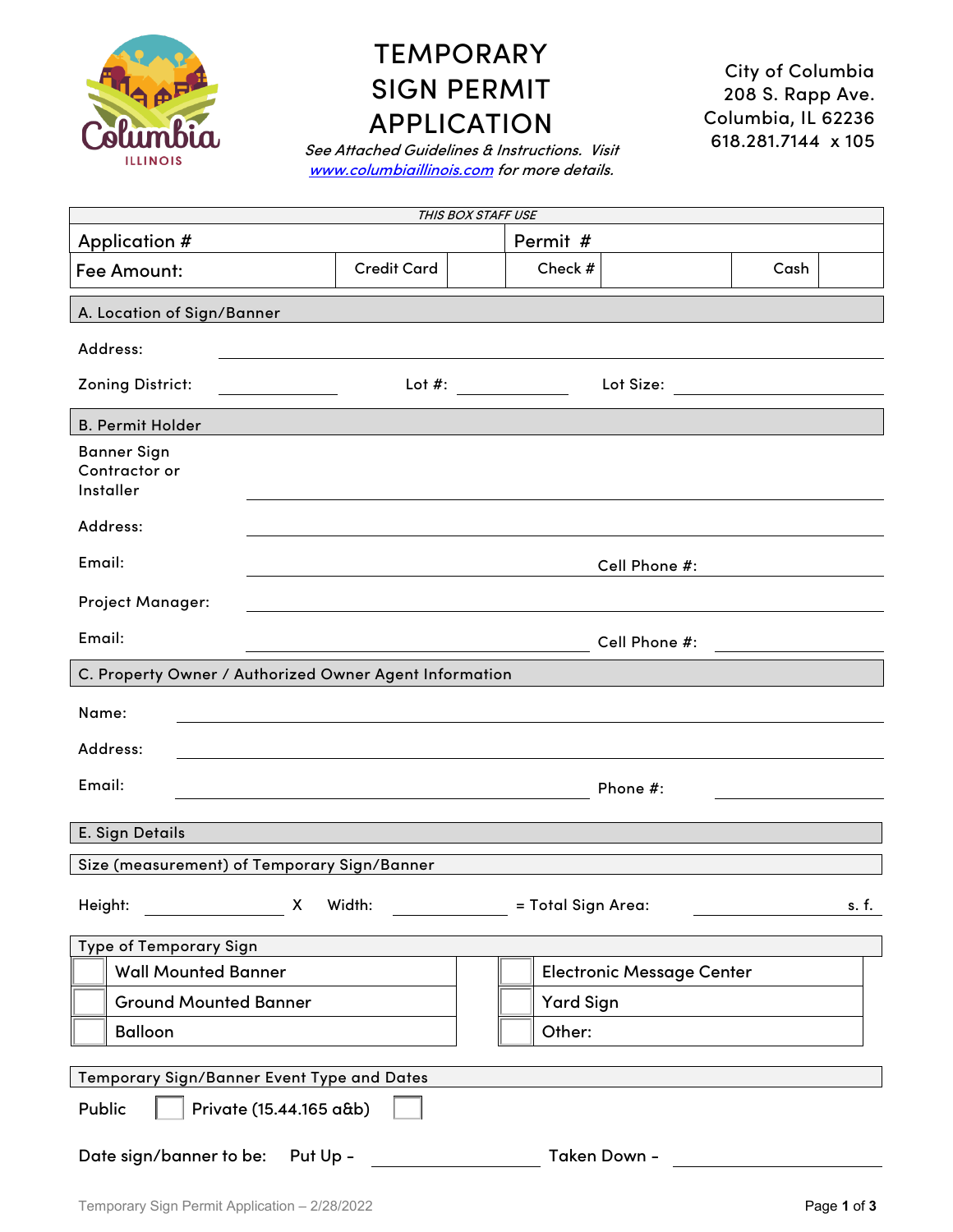# TEMPORARY SIGN PERMIT APPLICATION

*See Attached Guidelines & Instructions. Visit [www.columbiaillinois.com](www.columbiaillinois.com) for more details.*

City of Columbia
208 S. Rapp Ave.
Columbia, IL 62236
618.281.7144 x 105

| *THIS BOX STAFF USE* | | | | | |
|---|---|---|---|---|---|
| Application # | | Permit # | | | |
| Fee Amount: | Credit Card | | Check # | Cash | |

## A. Location of Sign/Banner

Address: ______________________

Zoning District: __________ Lot #: __________ Lot Size: __________

## B. Permit Holder

Banner Sign Contractor or Installer ______________________

Address: ______________________

Email: ______________________ Cell Phone #: __________

Project Manager: ______________________

Email: ______________________ Cell Phone #: __________

## C. Property Owner / Authorized Owner Agent Information

Name: ______________________

Address: ______________________

Email: ______________________ Phone #: __________

## E. Sign Details

### Size (measurement) of Temporary Sign/Banner

Height: __________ X Width: __________ = Total Sign Area: __________ s. f.

### Type of Temporary Sign

| | | | |
|---|---|---|---|
| ☐ | Wall Mounted Banner | ☐ | Electronic Message Center |
| ☐ | Ground Mounted Banner | ☐ | Yard Sign |
| ☐ | Balloon | ☐ | Other: |

### Temporary Sign/Banner Event Type and Dates

Public ☐ Private (15.44.165 a&b) ☐

Date sign/banner to be: Put Up - __________ Taken Down - __________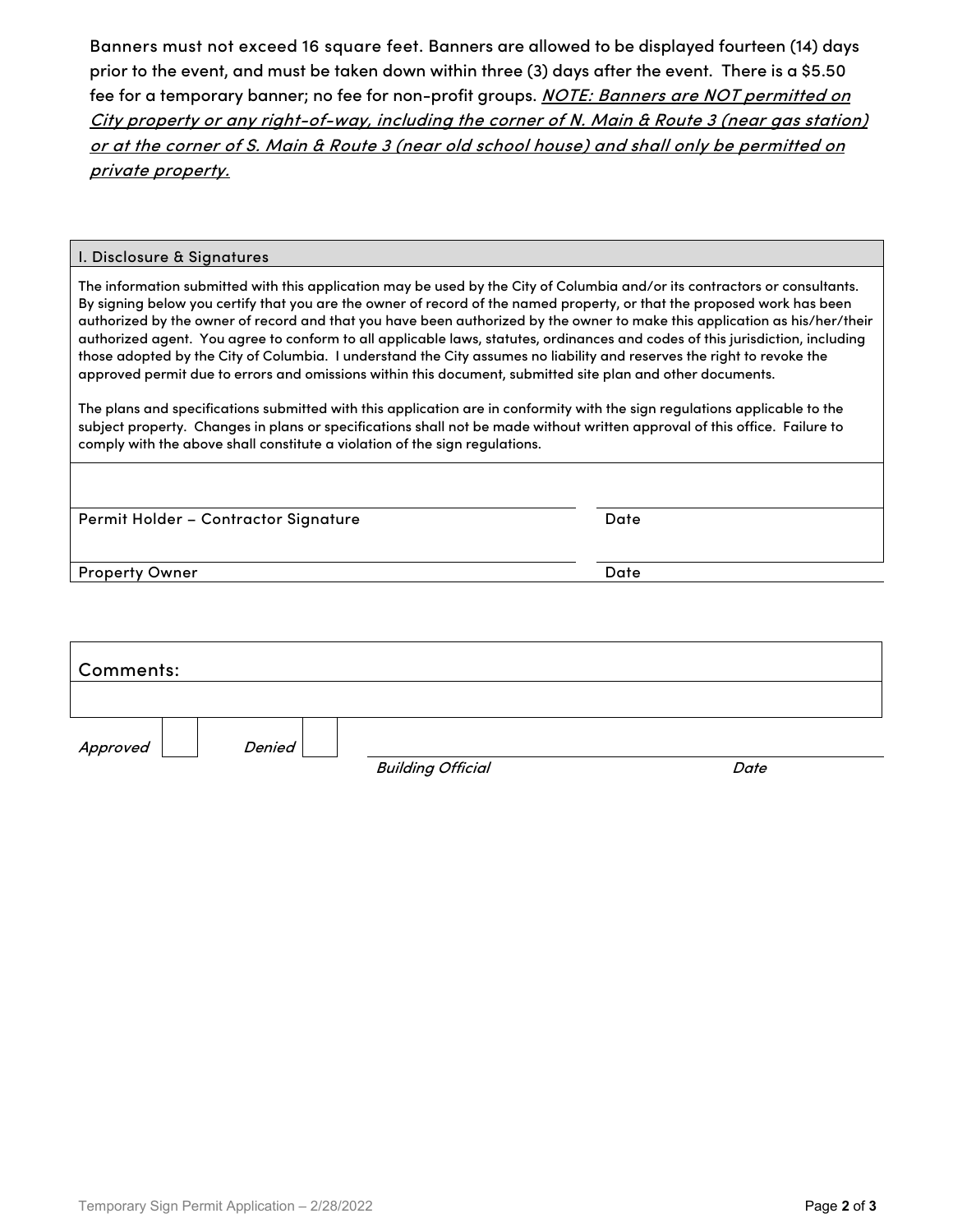Banners must not exceed 16 square feet. Banners are allowed to be displayed fourteen (14) days prior to the event, and must be taken down within three (3) days after the event. There is a $5.50 fee for a temporary banner; no fee for non-profit groups. ***NOTE: Banners are NOT permitted on City property or any right-of-way, including the corner of N. Main & Route 3 (near gas station) or at the corner of S. Main & Route 3 (near old school house) and shall only be permitted on private property.***

## I. Disclosure & Signatures

The information submitted with this application may be used by the City of Columbia and/or its contractors or consultants. By signing below you certify that you are the owner of record of the named property, or that the proposed work has been authorized by the owner of record and that you have been authorized by the owner to make this application as his/her/their authorized agent. You agree to conform to all applicable laws, statutes, ordinances and codes of this jurisdiction, including those adopted by the City of Columbia. I understand the City assumes no liability and reserves the right to revoke the approved permit due to errors and omissions within this document, submitted site plan and other documents.

The plans and specifications submitted with this application are in conformity with the sign regulations applicable to the subject property. Changes in plans or specifications shall not be made without written approval of this office. Failure to comply with the above shall constitute a violation of the sign regulations.

| | |
|---|---|
| Permit Holder – Contractor Signature | Date |
| Property Owner | Date |

**Comments:**

*Approved* ☐ *Denied* ☐

*Building Official* *Date*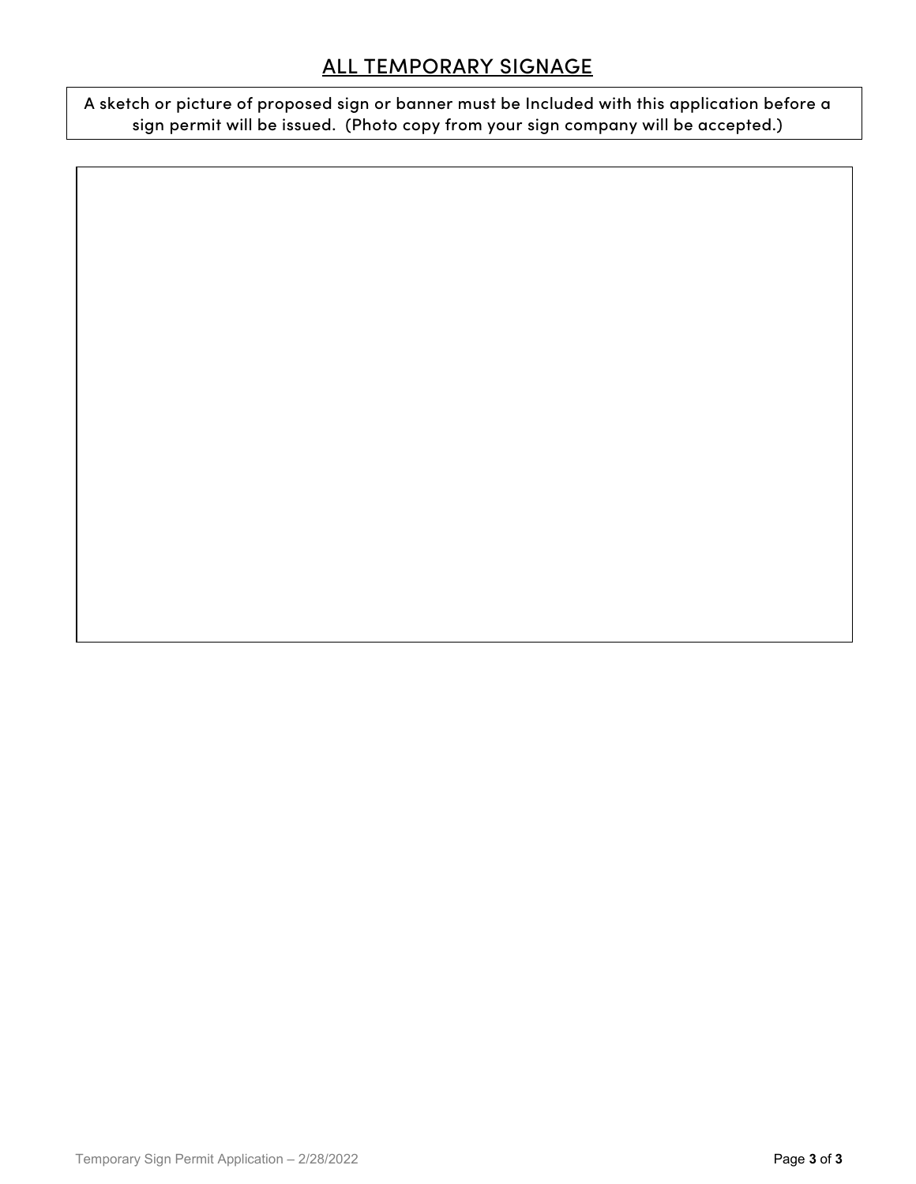## ALL TEMPORARY SIGNAGE

A sketch or picture of proposed sign or banner must be Included with this application before a sign permit will be issued. (Photo copy from your sign company will be accepted.)